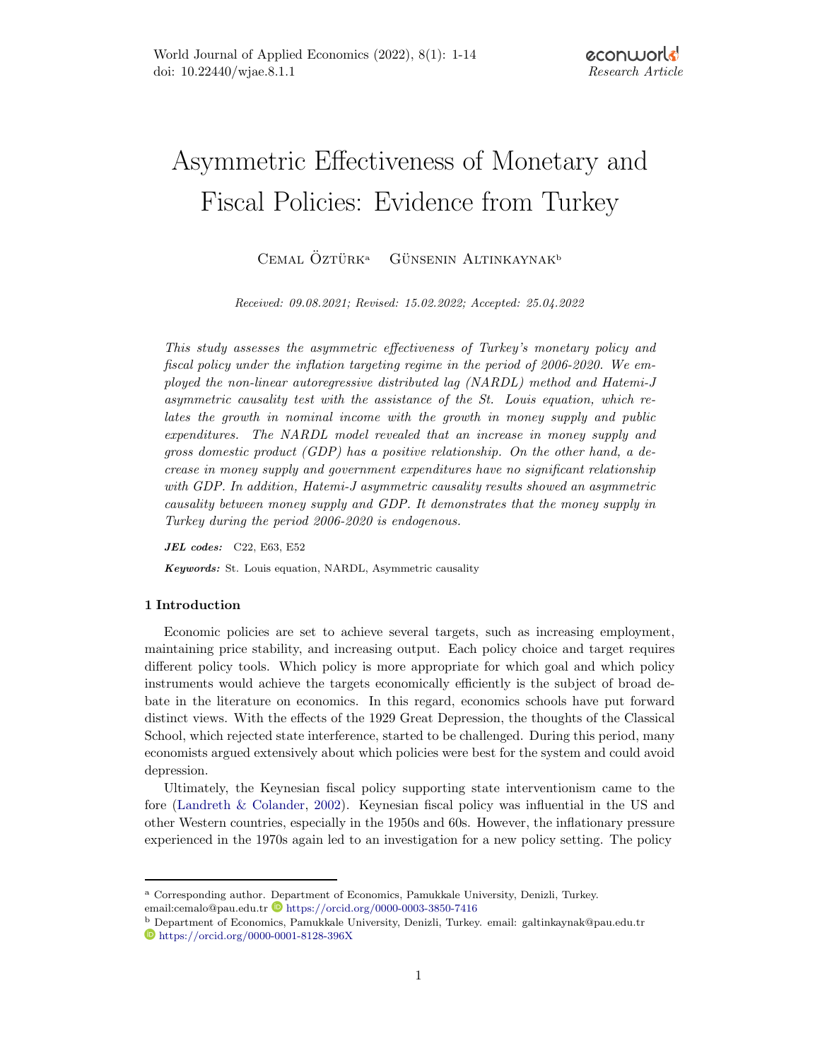# Asymmetric Effectiveness of Monetary and Fiscal Policies: Evidence from Turkey

Cemal Öztürk[a] Günsenin Altinkaynak[b]

*Received: 09.08.2021; Revised: 15.02.2022; Accepted: 25.04.2022*

*This study assesses the asymmetric effectiveness of Turkey's monetary policy and fiscal policy under the inflation targeting regime in the period of 2006-2020. We employed the non-linear autoregressive distributed lag (NARDL) method and Hatemi-J asymmetric causality test with the assistance of the St. Louis equation, which relates the growth in nominal income with the growth in money supply and public expenditures. The NARDL model revealed that an increase in money supply and gross domestic product (GDP) has a positive relationship. On the other hand, a decrease in money supply and government expenditures have no significant relationship with GDP. In addition, Hatemi-J asymmetric causality results showed an asymmetric causality between money supply and GDP. It demonstrates that the money supply in Turkey during the period 2006-2020 is endogenous.*

***JEL codes:*** C22, E63, E52

***Keywords:*** St. Louis equation, NARDL, Asymmetric causality

## 1 Introduction

Economic policies are set to achieve several targets, such as increasing employment, maintaining price stability, and increasing output. Each policy choice and target requires different policy tools. Which policy is more appropriate for which goal and which policy instruments would achieve the targets economically efficiently is the subject of broad debate in the literature on economics. In this regard, economics schools have put forward distinct views. With the effects of the 1929 Great Depression, the thoughts of the Classical School, which rejected state interference, started to be challenged. During this period, many economists argued extensively about which policies were best for the system and could avoid depression.

Ultimately, the Keynesian fiscal policy supporting state interventionism came to the fore (Landreth & Colander, 2002). Keynesian fiscal policy was influential in the US and other Western countries, especially in the 1950s and 60s. However, the inflationary pressure experienced in the 1970s again led to an investigation for a new policy setting. The policy

---

[a] Corresponding author. Department of Economics, Pamukkale University, Denizli, Turkey. email:cemalo@pau.edu.tr https://orcid.org/0000-0003-3850-7416

[b] Department of Economics, Pamukkale University, Denizli, Turkey. email: galtinkaynak@pau.edu.tr https://orcid.org/0000-0001-8128-396X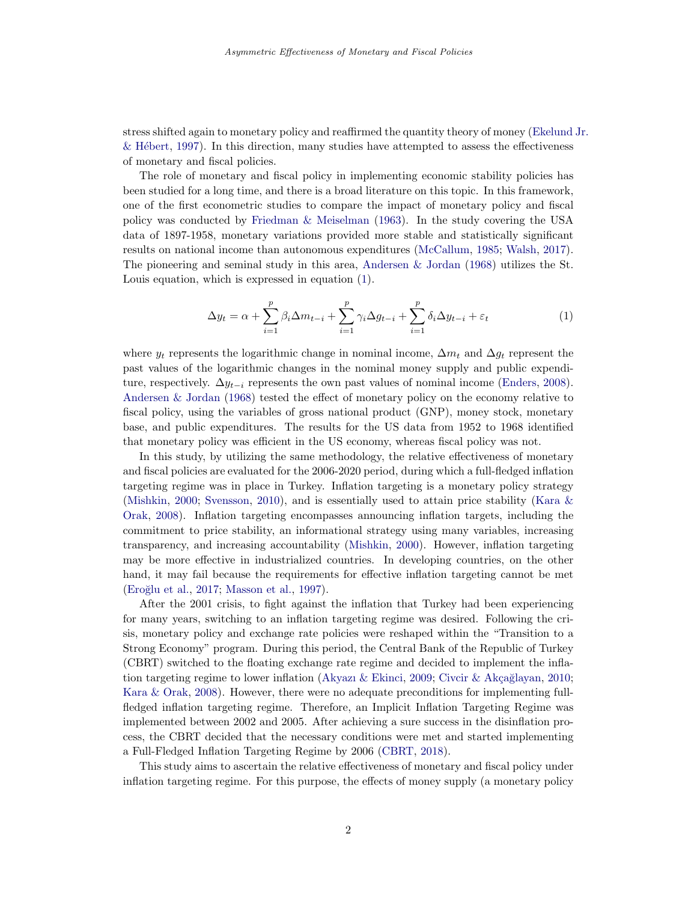stress shifted again to monetary policy and reaffirmed the quantity theory of money (Ekelund Jr. & Hébert, 1997). In this direction, many studies have attempted to assess the effectiveness of monetary and fiscal policies.

The role of monetary and fiscal policy in implementing economic stability policies has been studied for a long time, and there is a broad literature on this topic. In this framework, one of the first econometric studies to compare the impact of monetary policy and fiscal policy was conducted by Friedman & Meiselman (1963). In the study covering the USA data of 1897-1958, monetary variations provided more stable and statistically significant results on national income than autonomous expenditures (McCallum, 1985; Walsh, 2017). The pioneering and seminal study in this area, Andersen & Jordan (1968) utilizes the St. Louis equation, which is expressed in equation (1).

$$\Delta y_t = \alpha + \sum_{i=1}^{p} \beta_i \Delta m_{t-i} + \sum_{i=1}^{p} \gamma_i \Delta g_{t-i} + \sum_{i=1}^{p} \delta_i \Delta y_{t-i} + \varepsilon_t \tag{1}$$

where $y_t$ represents the logarithmic change in nominal income, $\Delta m_t$ and $\Delta g_t$ represent the past values of the logarithmic changes in the nominal money supply and public expenditure, respectively. $\Delta y_{t-i}$ represents the own past values of nominal income (Enders, 2008). Andersen & Jordan (1968) tested the effect of monetary policy on the economy relative to fiscal policy, using the variables of gross national product (GNP), money stock, monetary base, and public expenditures. The results for the US data from 1952 to 1968 identified that monetary policy was efficient in the US economy, whereas fiscal policy was not.

In this study, by utilizing the same methodology, the relative effectiveness of monetary and fiscal policies are evaluated for the 2006-2020 period, during which a full-fledged inflation targeting regime was in place in Turkey. Inflation targeting is a monetary policy strategy (Mishkin, 2000; Svensson, 2010), and is essentially used to attain price stability (Kara & Orak, 2008). Inflation targeting encompasses announcing inflation targets, including the commitment to price stability, an informational strategy using many variables, increasing transparency, and increasing accountability (Mishkin, 2000). However, inflation targeting may be more effective in industrialized countries. In developing countries, on the other hand, it may fail because the requirements for effective inflation targeting cannot be met (Eroğlu et al., 2017; Masson et al., 1997).

After the 2001 crisis, to fight against the inflation that Turkey had been experiencing for many years, switching to an inflation targeting regime was desired. Following the crisis, monetary policy and exchange rate policies were reshaped within the "Transition to a Strong Economy" program. During this period, the Central Bank of the Republic of Turkey (CBRT) switched to the floating exchange rate regime and decided to implement the inflation targeting regime to lower inflation (Akyazı & Ekinci, 2009; Civcir & Akçağlayan, 2010; Kara & Orak, 2008). However, there were no adequate preconditions for implementing full-fledged inflation targeting regime. Therefore, an Implicit Inflation Targeting Regime was implemented between 2002 and 2005. After achieving a sure success in the disinflation process, the CBRT decided that the necessary conditions were met and started implementing a Full-Fledged Inflation Targeting Regime by 2006 (CBRT, 2018).

This study aims to ascertain the relative effectiveness of monetary and fiscal policy under inflation targeting regime. For this purpose, the effects of money supply (a monetary policy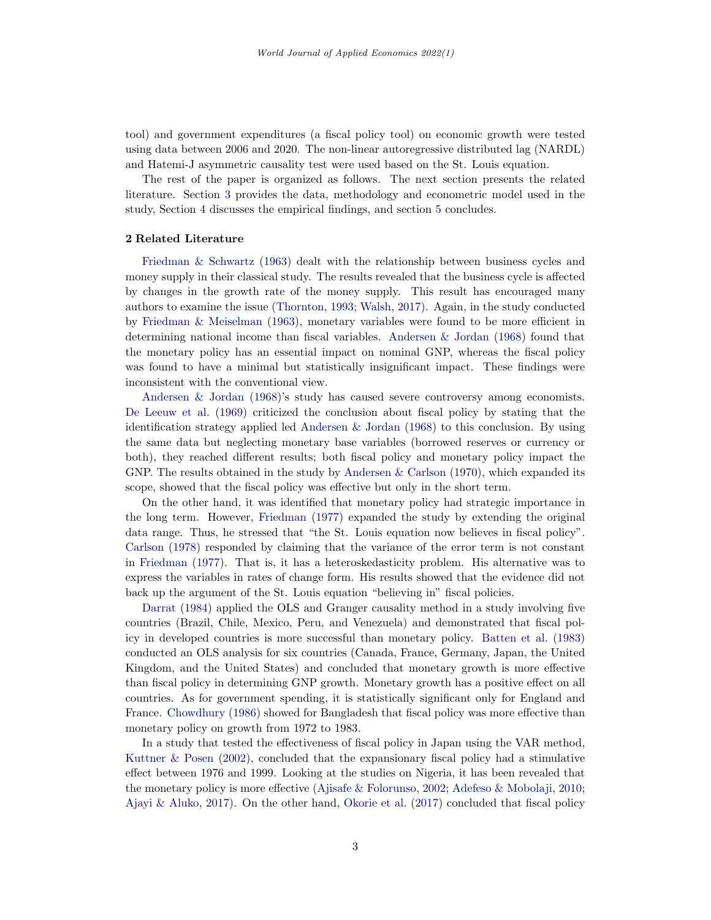tool) and government expenditures (a fiscal policy tool) on economic growth were tested using data between 2006 and 2020. The non-linear autoregressive distributed lag (NARDL) and Hatemi-J asymmetric causality test were used based on the St. Louis equation.

The rest of the paper is organized as follows. The next section presents the related literature. Section 3 provides the data, methodology and econometric model used in the study, Section 4 discusses the empirical findings, and section 5 concludes.

## 2 Related Literature

Friedman & Schwartz (1963) dealt with the relationship between business cycles and money supply in their classical study. The results revealed that the business cycle is affected by changes in the growth rate of the money supply. This result has encouraged many authors to examine the issue (Thornton, 1993; Walsh, 2017). Again, in the study conducted by Friedman & Meiselman (1963), monetary variables were found to be more efficient in determining national income than fiscal variables. Andersen & Jordan (1968) found that the monetary policy has an essential impact on nominal GNP, whereas the fiscal policy was found to have a minimal but statistically insignificant impact. These findings were inconsistent with the conventional view.

Andersen & Jordan (1968)'s study has caused severe controversy among economists. De Leeuw et al. (1969) criticized the conclusion about fiscal policy by stating that the identification strategy applied led Andersen & Jordan (1968) to this conclusion. By using the same data but neglecting monetary base variables (borrowed reserves or currency or both), they reached different results; both fiscal policy and monetary policy impact the GNP. The results obtained in the study by Andersen & Carlson (1970), which expanded its scope, showed that the fiscal policy was effective but only in the short term.

On the other hand, it was identified that monetary policy had strategic importance in the long term. However, Friedman (1977) expanded the study by extending the original data range. Thus, he stressed that "the St. Louis equation now believes in fiscal policy". Carlson (1978) responded by claiming that the variance of the error term is not constant in Friedman (1977). That is, it has a heteroskedasticity problem. His alternative was to express the variables in rates of change form. His results showed that the evidence did not back up the argument of the St. Louis equation "believing in" fiscal policies.

Darrat (1984) applied the OLS and Granger causality method in a study involving five countries (Brazil, Chile, Mexico, Peru, and Venezuela) and demonstrated that fiscal policy in developed countries is more successful than monetary policy. Batten et al. (1983) conducted an OLS analysis for six countries (Canada, France, Germany, Japan, the United Kingdom, and the United States) and concluded that monetary growth is more effective than fiscal policy in determining GNP growth. Monetary growth has a positive effect on all countries. As for government spending, it is statistically significant only for England and France. Chowdhury (1986) showed for Bangladesh that fiscal policy was more effective than monetary policy on growth from 1972 to 1983.

In a study that tested the effectiveness of fiscal policy in Japan using the VAR method, Kuttner & Posen (2002), concluded that the expansionary fiscal policy had a stimulative effect between 1976 and 1999. Looking at the studies on Nigeria, it has been revealed that the monetary policy is more effective (Ajisafe & Folorunso, 2002; Adefeso & Mobolaji, 2010; Ajayi & Aluko, 2017). On the other hand, Okorie et al. (2017) concluded that fiscal policy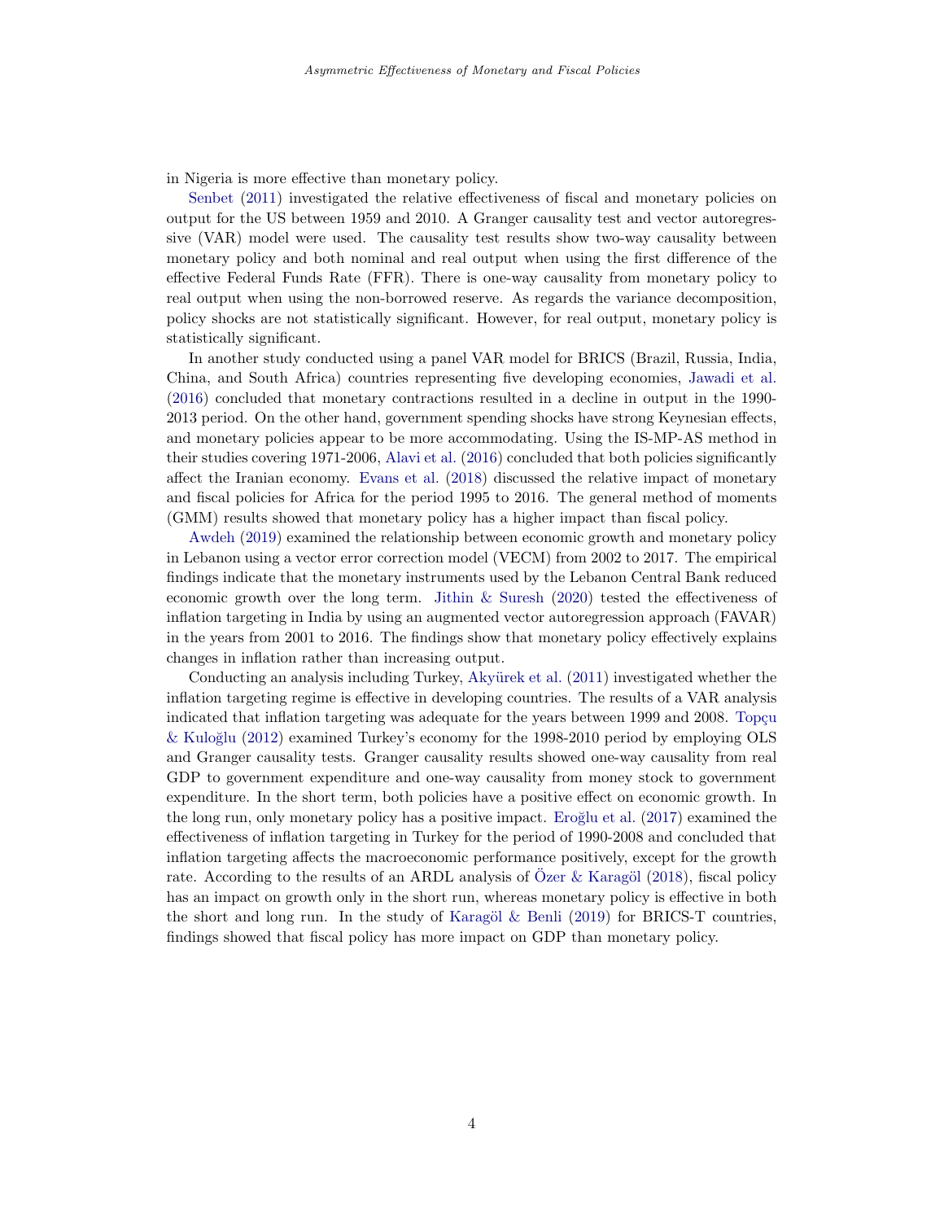in Nigeria is more effective than monetary policy.

Senbet (2011) investigated the relative effectiveness of fiscal and monetary policies on output for the US between 1959 and 2010. A Granger causality test and vector autoregressive (VAR) model were used. The causality test results show two-way causality between monetary policy and both nominal and real output when using the first difference of the effective Federal Funds Rate (FFR). There is one-way causality from monetary policy to real output when using the non-borrowed reserve. As regards the variance decomposition, policy shocks are not statistically significant. However, for real output, monetary policy is statistically significant.

In another study conducted using a panel VAR model for BRICS (Brazil, Russia, India, China, and South Africa) countries representing five developing economies, Jawadi et al. (2016) concluded that monetary contractions resulted in a decline in output in the 1990-2013 period. On the other hand, government spending shocks have strong Keynesian effects, and monetary policies appear to be more accommodating. Using the IS-MP-AS method in their studies covering 1971-2006, Alavi et al. (2016) concluded that both policies significantly affect the Iranian economy. Evans et al. (2018) discussed the relative impact of monetary and fiscal policies for Africa for the period 1995 to 2016. The general method of moments (GMM) results showed that monetary policy has a higher impact than fiscal policy.

Awdeh (2019) examined the relationship between economic growth and monetary policy in Lebanon using a vector error correction model (VECM) from 2002 to 2017. The empirical findings indicate that the monetary instruments used by the Lebanon Central Bank reduced economic growth over the long term. Jithin & Suresh (2020) tested the effectiveness of inflation targeting in India by using an augmented vector autoregression approach (FAVAR) in the years from 2001 to 2016. The findings show that monetary policy effectively explains changes in inflation rather than increasing output.

Conducting an analysis including Turkey, Akyürek et al. (2011) investigated whether the inflation targeting regime is effective in developing countries. The results of a VAR analysis indicated that inflation targeting was adequate for the years between 1999 and 2008. Topçu & Kuloğlu (2012) examined Turkey's economy for the 1998-2010 period by employing OLS and Granger causality tests. Granger causality results showed one-way causality from real GDP to government expenditure and one-way causality from money stock to government expenditure. In the short term, both policies have a positive effect on economic growth. In the long run, only monetary policy has a positive impact. Eroğlu et al. (2017) examined the effectiveness of inflation targeting in Turkey for the period of 1990-2008 and concluded that inflation targeting affects the macroeconomic performance positively, except for the growth rate. According to the results of an ARDL analysis of Özer & Karagöl (2018), fiscal policy has an impact on growth only in the short run, whereas monetary policy is effective in both the short and long run. In the study of Karagöl & Benli (2019) for BRICS-T countries, findings showed that fiscal policy has more impact on GDP than monetary policy.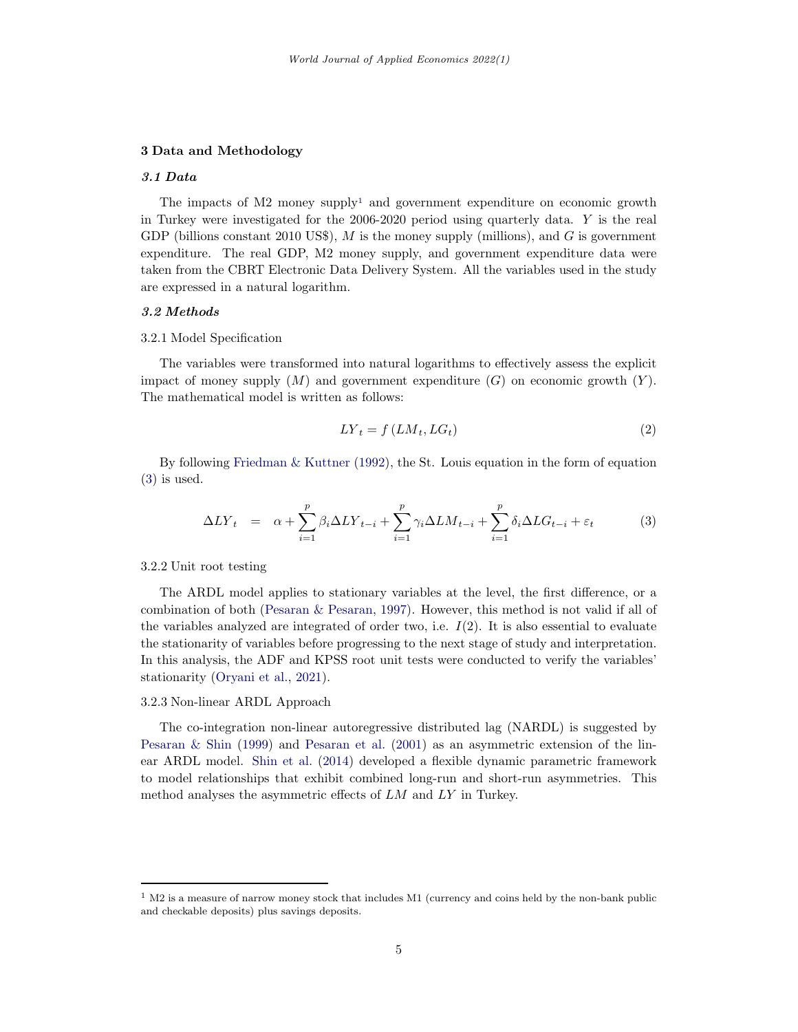## 3 Data and Methodology

### *3.1 Data*

The impacts of M2 money supply[1] and government expenditure on economic growth in Turkey were investigated for the 2006-2020 period using quarterly data. $Y$ is the real GDP (billions constant 2010 US$), $M$ is the money supply (millions), and $G$ is government expenditure. The real GDP, M2 money supply, and government expenditure data were taken from the CBRT Electronic Data Delivery System. All the variables used in the study are expressed in a natural logarithm.

### *3.2 Methods*

3.2.1 Model Specification

The variables were transformed into natural logarithms to effectively assess the explicit impact of money supply ($M$) and government expenditure ($G$) on economic growth ($Y$). The mathematical model is written as follows:

$$LY_t = f\left(LM_t, LG_t\right) \tag{2}$$

By following Friedman & Kuttner (1992), the St. Louis equation in the form of equation (3) is used.

$$\Delta LY_t = \alpha + \sum_{i=1}^{p} \beta_i \Delta LY_{t-i} + \sum_{i=1}^{p} \gamma_i \Delta LM_{t-i} + \sum_{i=1}^{p} \delta_i \Delta LG_{t-i} + \varepsilon_t \tag{3}$$

3.2.2 Unit root testing

The ARDL model applies to stationary variables at the level, the first difference, or a combination of both (Pesaran & Pesaran, 1997). However, this method is not valid if all of the variables analyzed are integrated of order two, i.e. $I(2)$. It is also essential to evaluate the stationarity of variables before progressing to the next stage of study and interpretation. In this analysis, the ADF and KPSS root unit tests were conducted to verify the variables' stationarity (Oryani et al., 2021).

3.2.3 Non-linear ARDL Approach

The co-integration non-linear autoregressive distributed lag (NARDL) is suggested by Pesaran & Shin (1999) and Pesaran et al. (2001) as an asymmetric extension of the linear ARDL model. Shin et al. (2014) developed a flexible dynamic parametric framework to model relationships that exhibit combined long-run and short-run asymmetries. This method analyses the asymmetric effects of $LM$ and $LY$ in Turkey.

[1] M2 is a measure of narrow money stock that includes M1 (currency and coins held by the non-bank public and checkable deposits) plus savings deposits.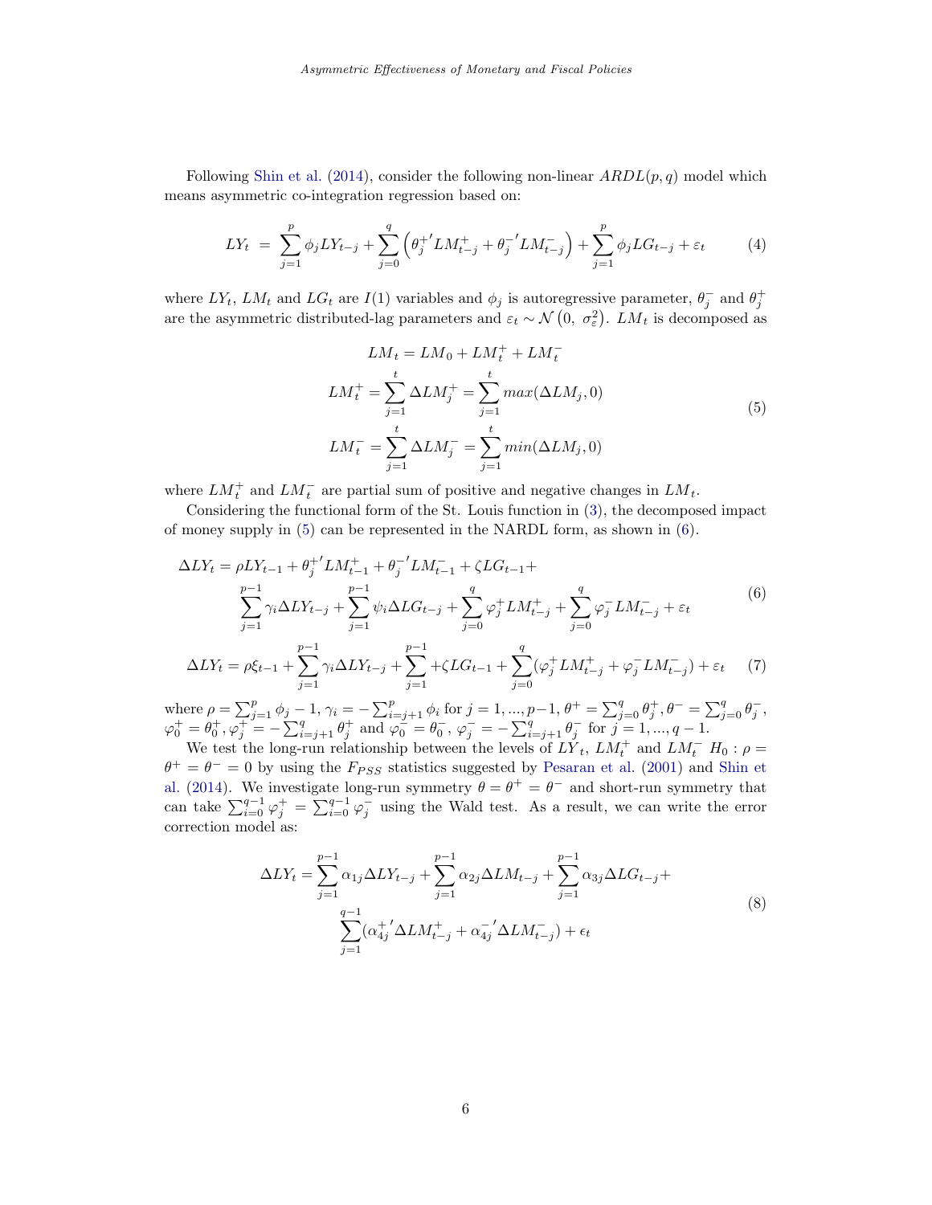Following Shin et al. (2014), consider the following non-linear $ARDL(p, q)$ model which means asymmetric co-integration regression based on:

$$
LY_t = \sum_{j=1}^{p} \phi_j LY_{t-j} + \sum_{j=0}^{q} \left( \theta_j^{+\prime} LM_{t-j}^{+} + \theta_j^{-\prime} LM_{t-j}^{-} \right) + \sum_{j=1}^{p} \phi_j LG_{t-j} + \varepsilon_t \tag{4}
$$

where $LY_t$, $LM_t$ and $LG_t$ are $I(1)$ variables and $\phi_j$ is autoregressive parameter, $\theta_j^-$ and $\theta_j^+$ are the asymmetric distributed-lag parameters and $\varepsilon_t \sim \mathcal{N}\left(0,\ \sigma_\varepsilon^2\right)$. $LM_t$ is decomposed as

$$
\begin{aligned}
LM_t &= LM_0 + LM_t^+ + LM_t^- \\
LM_t^+ &= \sum_{j=1}^{t} \Delta LM_j^+ = \sum_{j=1}^{t} max(\Delta LM_j, 0) \\
LM_t^- &= \sum_{j=1}^{t} \Delta LM_j^- = \sum_{j=1}^{t} min(\Delta LM_j, 0)
\end{aligned} \tag{5}
$$

where $LM_t^+$ and $LM_t^-$ are partial sum of positive and negative changes in $LM_t$.

Considering the functional form of the St. Louis function in (3), the decomposed impact of money supply in (5) can be represented in the NARDL form, as shown in (6).

$$
\begin{aligned}
\Delta LY_t = \rho LY_{t-1} + \theta_j^{+\prime} LM_{t-1}^{+} + \theta_j^{-\prime} LM_{t-1}^{-} + \zeta LG_{t-1} + \\
\sum_{j=1}^{p-1} \gamma_i \Delta LY_{t-j} + \sum_{j=1}^{p-1} \psi_i \Delta LG_{t-j} + \sum_{j=0}^{q} \varphi_j^+ LM_{t-j}^+ + \sum_{j=0}^{q} \varphi_j^- LM_{t-j}^- + \varepsilon_t
\end{aligned} \tag{6}
$$

$$
\Delta LY_t = \rho \xi_{t-1} + \sum_{j=1}^{p-1} \gamma_i \Delta LY_{t-j} + \sum_{j=1}^{p-1} + \zeta LG_{t-1} + \sum_{j=0}^{q} (\varphi_j^+ LM_{t-j}^+ + \varphi_j^- LM_{t-j}^-) + \varepsilon_t \tag{7}
$$

where $\rho = \sum_{j=1}^{p} \phi_j - 1$, $\gamma_i = -\sum_{i=j+1}^{p} \phi_i$ for $j = 1, ..., p-1$, $\theta^+ = \sum_{j=0}^{q} \theta_j^+$, $\theta^- = \sum_{j=0}^{q} \theta_j^-$, $\varphi_0^+ = \theta_0^+$, $\varphi_j^+ = -\sum_{i=j+1}^{q} \theta_j^+$ and $\varphi_0^- = \theta_0^-$, $\varphi_j^- = -\sum_{i=j+1}^{q} \theta_j^-$ for $j = 1, ..., q-1$.

We test the long-run relationship between the levels of $LY_t$, $LM_t^+$ and $LM_t^-$ $H_0 : \rho = \theta^+ = \theta^- = 0$ by using the $F_{PSS}$ statistics suggested by Pesaran et al. (2001) and Shin et al. (2014). We investigate long-run symmetry $\theta = \theta^+ = \theta^-$ and short-run symmetry that can take $\sum_{i=0}^{q-1} \varphi_j^+ = \sum_{i=0}^{q-1} \varphi_j^-$ using the Wald test. As a result, we can write the error correction model as:

$$
\begin{aligned}
\Delta LY_t = \sum_{j=1}^{p-1} \alpha_{1j} \Delta LY_{t-j} + \sum_{j=1}^{p-1} \alpha_{2j} \Delta LM_{t-j} + \sum_{j=1}^{p-1} \alpha_{3j} \Delta LG_{t-j} + \\
\sum_{j=1}^{q-1} (\alpha_{4j}^{+\prime} \Delta LM_{t-j}^{+} + \alpha_{4j}^{-\prime} \Delta LM_{t-j}^{-}) + \epsilon_t
\end{aligned} \tag{8}
$$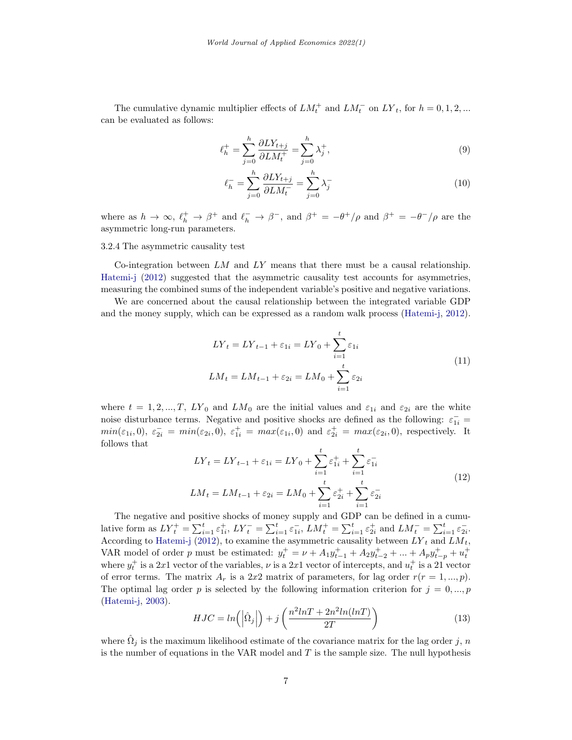The cumulative dynamic multiplier effects of $LM_t^+$ and $LM_t^-$ on $LY_t$, for $h = 0, 1, 2, ...$ can be evaluated as follows:

$$\ell_h^+ = \sum_{j=0}^{h} \frac{\partial LY_{t+j}}{\partial LM_t^+} = \sum_{j=0}^{h} \lambda_j^+, \tag{9}$$

$$\ell_h^- = \sum_{j=0}^{h} \frac{\partial LY_{t+j}}{\partial LM_t^-} = \sum_{j=0}^{h} \lambda_j^- \tag{10}$$

where as $h \to \infty$, $\ell_h^+ \to \beta^+$ and $\ell_h^- \to \beta^-$, and $\beta^+ = -\theta^+/\rho$ and $\beta^+ = -\theta^-/\rho$ are the asymmetric long-run parameters.

3.2.4 The asymmetric causality test

Co-integration between $LM$ and $LY$ means that there must be a causal relationship. Hatemi-j (2012) suggested that the asymmetric causality test accounts for asymmetries, measuring the combined sums of the independent variable's positive and negative variations.

We are concerned about the causal relationship between the integrated variable GDP and the money supply, which can be expressed as a random walk process (Hatemi-j, 2012).

$$\begin{aligned} LY_t &= LY_{t-1} + \varepsilon_{1i} = LY_0 + \sum_{i=1}^{t} \varepsilon_{1i} \\ LM_t &= LM_{t-1} + \varepsilon_{2i} = LM_0 + \sum_{i=1}^{t} \varepsilon_{2i} \end{aligned} \tag{11}$$

where $t = 1, 2, ..., T$, $LY_0$ and $LM_0$ are the initial values and $\varepsilon_{1i}$ and $\varepsilon_{2i}$ are the white noise disturbance terms. Negative and positive shocks are defined as the following: $\varepsilon_{1i}^- = min(\varepsilon_{1i}, 0)$, $\varepsilon_{2i}^- = min(\varepsilon_{2i}, 0)$, $\varepsilon_{1i}^+ = max(\varepsilon_{1i}, 0)$ and $\varepsilon_{2i}^+ = max(\varepsilon_{2i}, 0)$, respectively. It follows that

$$\begin{aligned} LY_t &= LY_{t-1} + \varepsilon_{1i} = LY_0 + \sum_{i=1}^{t} \varepsilon_{1i}^+ + \sum_{i=1}^{t} \varepsilon_{1i}^- \\ LM_t &= LM_{t-1} + \varepsilon_{2i} = LM_0 + \sum_{i=1}^{t} \varepsilon_{2i}^+ + \sum_{i=1}^{t} \varepsilon_{2i}^- \end{aligned} \tag{12}$$

The negative and positive shocks of money supply and GDP can be defined in a cumulative form as $LY_t^+ = \sum_{i=1}^{t} \varepsilon_{1i}^+$, $LY_t^- = \sum_{i=1}^{t} \varepsilon_{1i}^-$, $LM_t^+ = \sum_{i=1}^{t} \varepsilon_{2i}^+$ and $LM_t^- = \sum_{i=1}^{t} \varepsilon_{2i}^-$. According to Hatemi-j (2012), to examine the asymmetric causality between $LY_t$ and $LM_t$, VAR model of order $p$ must be estimated: $y_t^+ = \nu + A_1 y_{t-1}^+ + A_2 y_{t-2}^+ + ... + A_p y_{t-p}^+ + u_t^+$ where $y_t^+$ is a $2x1$ vector of the variables, $\nu$ is a $2x1$ vector of intercepts, and $u_t^+$ is a 21 vector of error terms. The matrix $A_r$ is a $2x2$ matrix of parameters, for lag order $r (r = 1, ..., p)$. The optimal lag order $p$ is selected by the following information criterion for $j = 0, ..., p$ (Hatemi-j, 2003).

$$HJC = ln\left(\left|\hat{\Omega}_j\right|\right) + j\left(\frac{n^2 lnT + 2n^2 ln(lnT)}{2T}\right) \tag{13}$$

where $\hat{\Omega}_j$ is the maximum likelihood estimate of the covariance matrix for the lag order $j$, $n$ is the number of equations in the VAR model and $T$ is the sample size. The null hypothesis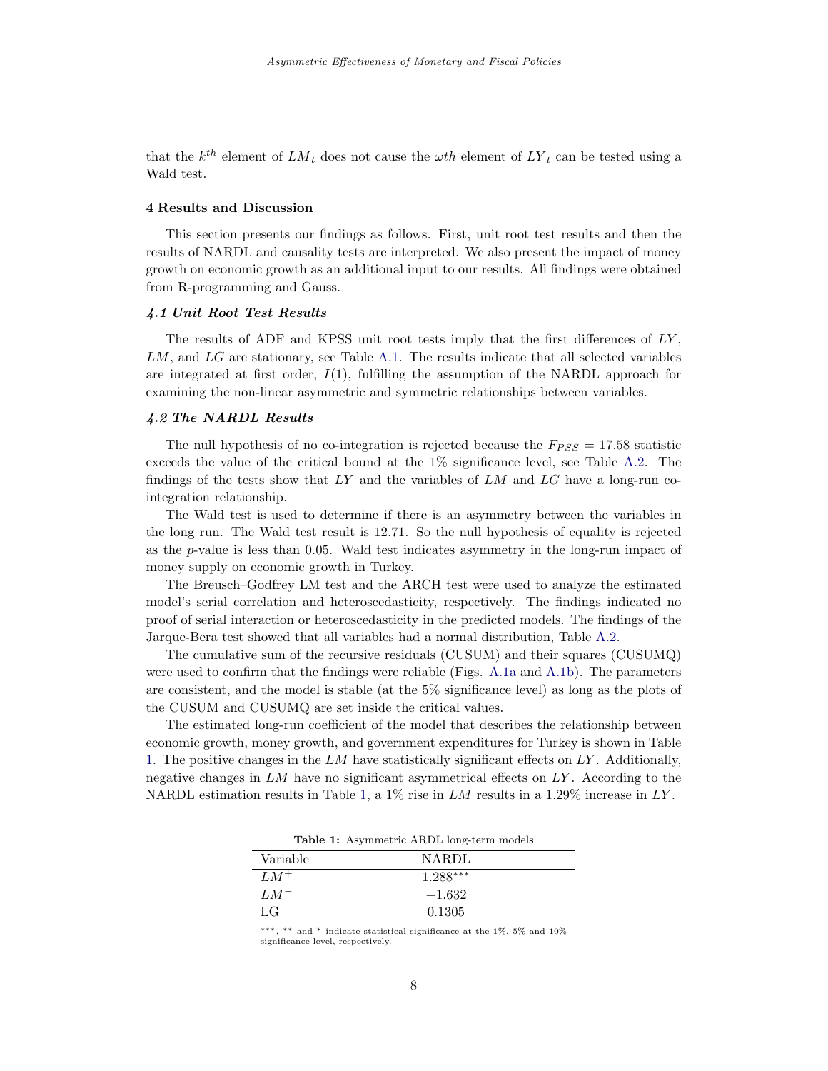that the $k^{th}$ element of $LM_t$ does not cause the $\omega th$ element of $LY_t$ can be tested using a Wald test.

## 4 Results and Discussion

This section presents our findings as follows. First, unit root test results and then the results of NARDL and causality tests are interpreted. We also present the impact of money growth on economic growth as an additional input to our results. All findings were obtained from R-programming and Gauss.

### *4.1 Unit Root Test Results*

The results of ADF and KPSS unit root tests imply that the first differences of $LY$, $LM$, and $LG$ are stationary, see Table A.1. The results indicate that all selected variables are integrated at first order, $I(1)$, fulfilling the assumption of the NARDL approach for examining the non-linear asymmetric and symmetric relationships between variables.

### *4.2 The NARDL Results*

The null hypothesis of no co-integration is rejected because the $F_{PSS} = 17.58$ statistic exceeds the value of the critical bound at the 1% significance level, see Table A.2. The findings of the tests show that $LY$ and the variables of $LM$ and $LG$ have a long-run co-integration relationship.

The Wald test is used to determine if there is an asymmetry between the variables in the long run. The Wald test result is 12.71. So the null hypothesis of equality is rejected as the $p$-value is less than 0.05. Wald test indicates asymmetry in the long-run impact of money supply on economic growth in Turkey.

The Breusch–Godfrey LM test and the ARCH test were used to analyze the estimated model's serial correlation and heteroscedasticity, respectively. The findings indicated no proof of serial interaction or heteroscedasticity in the predicted models. The findings of the Jarque-Bera test showed that all variables had a normal distribution, Table A.2.

The cumulative sum of the recursive residuals (CUSUM) and their squares (CUSUMQ) were used to confirm that the findings were reliable (Figs. A.1a and A.1b). The parameters are consistent, and the model is stable (at the 5% significance level) as long as the plots of the CUSUM and CUSUMQ are set inside the critical values.

The estimated long-run coefficient of the model that describes the relationship between economic growth, money growth, and government expenditures for Turkey is shown in Table 1. The positive changes in the $LM$ have statistically significant effects on $LY$. Additionally, negative changes in $LM$ have no significant asymmetrical effects on $LY$. According to the NARDL estimation results in Table 1, a 1% rise in $LM$ results in a 1.29% increase in $LY$.

**Table 1:** Asymmetric ARDL long-term models

| Variable | NARDL |
|---|---|
| $LM^+$ | $1.288^{***}$ |
| $LM^-$ | $-1.632$ |
| LG | 0.1305 |

***, ** and * indicate statistical significance at the 1%, 5% and 10% significance level, respectively.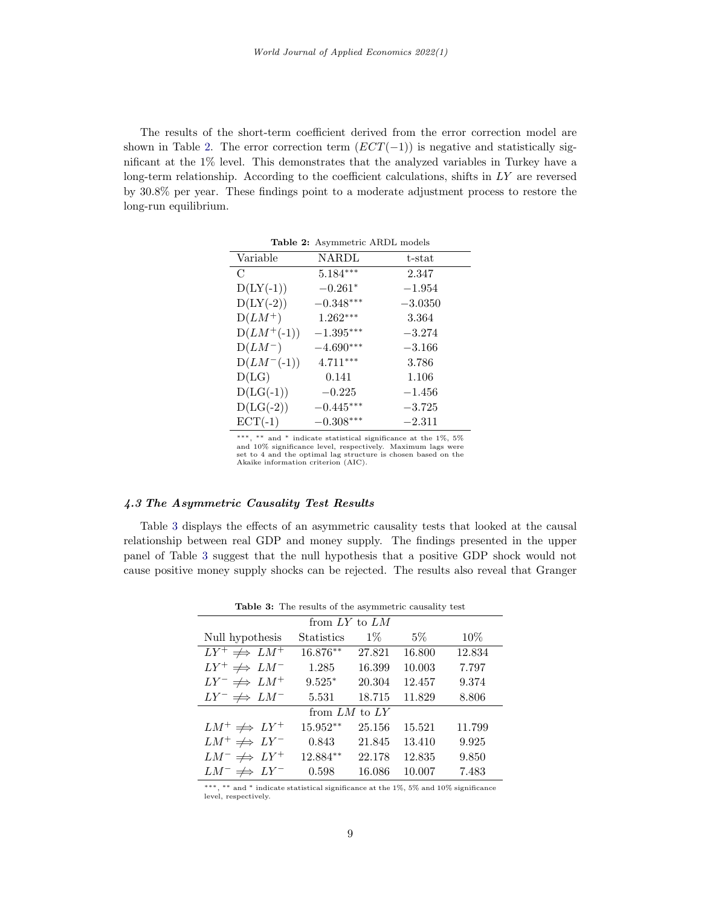The results of the short-term coefficient derived from the error correction model are shown in Table 2. The error correction term ($ECT(-1)$) is negative and statistically significant at the 1% level. This demonstrates that the analyzed variables in Turkey have a long-term relationship. According to the coefficient calculations, shifts in $LY$ are reversed by 30.8% per year. These findings point to a moderate adjustment process to restore the long-run equilibrium.

**Table 2:** Asymmetric ARDL models

| Variable | NARDL | t-stat |
|---|---|---|
| C | $5.184^{***}$ | 2.347 |
| D(LY(-1)) | $-0.261^{*}$ | $-1.954$ |
| D(LY(-2)) | $-0.348^{***}$ | $-3.0350$ |
| D($LM^{+}$) | $1.262^{***}$ | 3.364 |
| D($LM^{+}$(-1)) | $-1.395^{***}$ | $-3.274$ |
| D($LM^{-}$) | $-4.690^{***}$ | $-3.166$ |
| D($LM^{-}$(-1)) | $4.711^{***}$ | 3.786 |
| D(LG) | 0.141 | 1.106 |
| D(LG(-1)) | $-0.225$ | $-1.456$ |
| D(LG(-2)) | $-0.445^{***}$ | $-3.725$ |
| ECT(-1) | $-0.308^{***}$ | $-2.311$ |

***, ** and * indicate statistical significance at the 1%, 5% and 10% significance level, respectively. Maximum lags were set to 4 and the optimal lag structure is chosen based on the Akaike information criterion (AIC).

### *4.3 The Asymmetric Causality Test Results*

Table 3 displays the effects of an asymmetric causality tests that looked at the causal relationship between real GDP and money supply. The findings presented in the upper panel of Table 3 suggest that the null hypothesis that a positive GDP shock would not cause positive money supply shocks can be rejected. The results also reveal that Granger

**Table 3:** The results of the asymmetric causality test

| from $LY$ to $LM$ | | | | |
|---|---|---|---|---|
| Null hypothesis | Statistics | 1% | 5% | 10% |
| $LY^{+} \not\Rightarrow LM^{+}$ | $16.876^{**}$ | 27.821 | 16.800 | 12.834 |
| $LY^{+} \not\Rightarrow LM^{-}$ | 1.285 | 16.399 | 10.003 | 7.797 |
| $LY^{-} \not\Rightarrow LM^{+}$ | $9.525^{*}$ | 20.304 | 12.457 | 9.374 |
| $LY^{-} \not\Rightarrow LM^{-}$ | 5.531 | 18.715 | 11.829 | 8.806 |
| from $LM$ to $LY$ | | | | |
| $LM^{+} \not\Rightarrow LY^{+}$ | $15.952^{**}$ | 25.156 | 15.521 | 11.799 |
| $LM^{+} \not\Rightarrow LY^{-}$ | 0.843 | 21.845 | 13.410 | 9.925 |
| $LM^{-} \not\Rightarrow LY^{+}$ | $12.884^{**}$ | 22.178 | 12.835 | 9.850 |
| $LM^{-} \not\Rightarrow LY^{-}$ | 0.598 | 16.086 | 10.007 | 7.483 |

***, ** and * indicate statistical significance at the 1%, 5% and 10% significance level, respectively.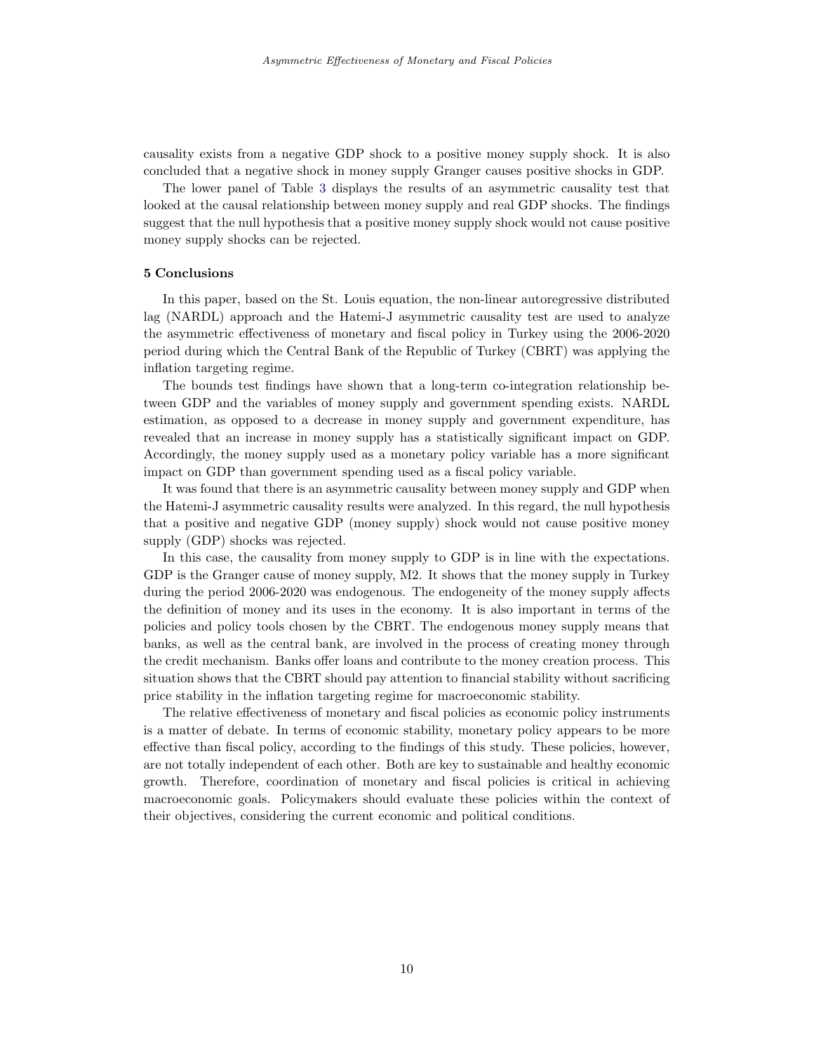causality exists from a negative GDP shock to a positive money supply shock. It is also concluded that a negative shock in money supply Granger causes positive shocks in GDP.

The lower panel of Table 3 displays the results of an asymmetric causality test that looked at the causal relationship between money supply and real GDP shocks. The findings suggest that the null hypothesis that a positive money supply shock would not cause positive money supply shocks can be rejected.

## 5 Conclusions

In this paper, based on the St. Louis equation, the non-linear autoregressive distributed lag (NARDL) approach and the Hatemi-J asymmetric causality test are used to analyze the asymmetric effectiveness of monetary and fiscal policy in Turkey using the 2006-2020 period during which the Central Bank of the Republic of Turkey (CBRT) was applying the inflation targeting regime.

The bounds test findings have shown that a long-term co-integration relationship between GDP and the variables of money supply and government spending exists. NARDL estimation, as opposed to a decrease in money supply and government expenditure, has revealed that an increase in money supply has a statistically significant impact on GDP. Accordingly, the money supply used as a monetary policy variable has a more significant impact on GDP than government spending used as a fiscal policy variable.

It was found that there is an asymmetric causality between money supply and GDP when the Hatemi-J asymmetric causality results were analyzed. In this regard, the null hypothesis that a positive and negative GDP (money supply) shock would not cause positive money supply (GDP) shocks was rejected.

In this case, the causality from money supply to GDP is in line with the expectations. GDP is the Granger cause of money supply, M2. It shows that the money supply in Turkey during the period 2006-2020 was endogenous. The endogeneity of the money supply affects the definition of money and its uses in the economy. It is also important in terms of the policies and policy tools chosen by the CBRT. The endogenous money supply means that banks, as well as the central bank, are involved in the process of creating money through the credit mechanism. Banks offer loans and contribute to the money creation process. This situation shows that the CBRT should pay attention to financial stability without sacrificing price stability in the inflation targeting regime for macroeconomic stability.

The relative effectiveness of monetary and fiscal policies as economic policy instruments is a matter of debate. In terms of economic stability, monetary policy appears to be more effective than fiscal policy, according to the findings of this study. These policies, however, are not totally independent of each other. Both are key to sustainable and healthy economic growth. Therefore, coordination of monetary and fiscal policies is critical in achieving macroeconomic goals. Policymakers should evaluate these policies within the context of their objectives, considering the current economic and political conditions.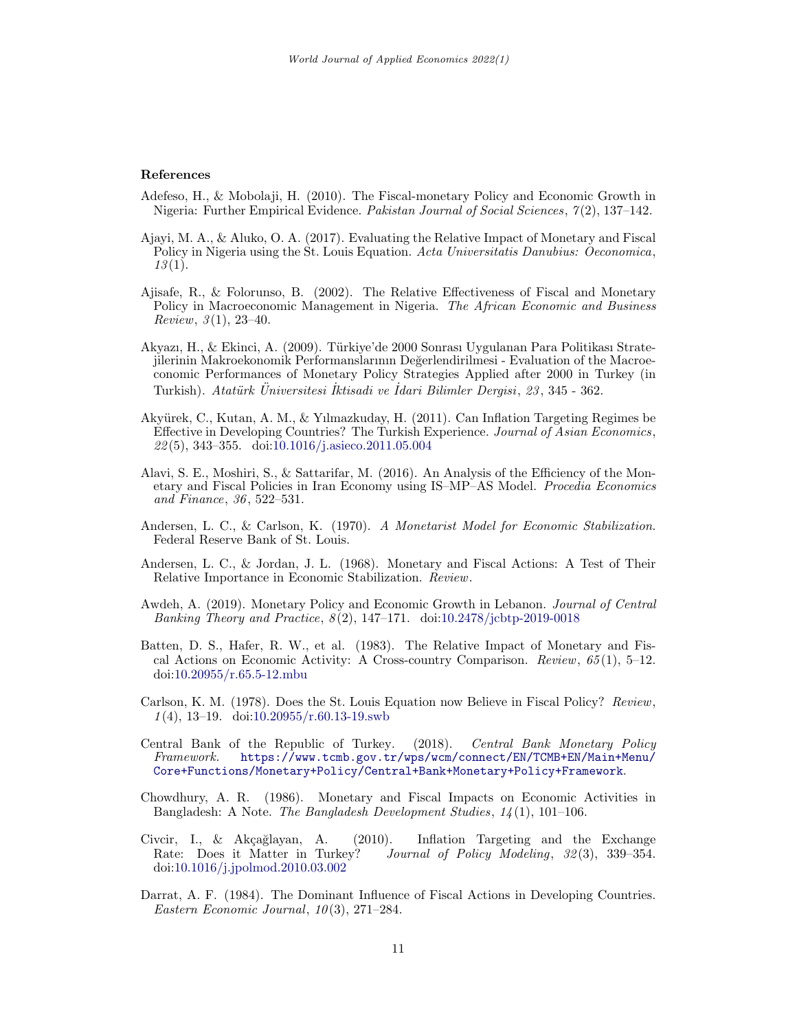## References

Adefeso, H., & Mobolaji, H. (2010). The Fiscal-monetary Policy and Economic Growth in Nigeria: Further Empirical Evidence. *Pakistan Journal of Social Sciences*, *7*(2), 137–142.

Ajayi, M. A., & Aluko, O. A. (2017). Evaluating the Relative Impact of Monetary and Fiscal Policy in Nigeria using the St. Louis Equation. *Acta Universitatis Danubius: Oeconomica*, *13*(1).

Ajisafe, R., & Folorunso, B. (2002). The Relative Effectiveness of Fiscal and Monetary Policy in Macroeconomic Management in Nigeria. *The African Economic and Business Review*, *3*(1), 23–40.

Akyazı, H., & Ekinci, A. (2009). Türkiye'de 2000 Sonrası Uygulanan Para Politikası Stratejilerinin Makroekonomik Performanslarının Değerlendirilmesi - Evaluation of the Macroeconomic Performances of Monetary Policy Strategies Applied after 2000 in Turkey (in Turkish). *Atatürk Üniversitesi İktisadi ve İdari Bilimler Dergisi*, *23*, 345 - 362.

Akyürek, C., Kutan, A. M., & Yılmazkuday, H. (2011). Can Inflation Targeting Regimes be Effective in Developing Countries? The Turkish Experience. *Journal of Asian Economics*, *22*(5), 343–355. doi:10.1016/j.asieco.2011.05.004

Alavi, S. E., Moshiri, S., & Sattarifar, M. (2016). An Analysis of the Efficiency of the Monetary and Fiscal Policies in Iran Economy using IS–MP–AS Model. *Procedia Economics and Finance*, *36*, 522–531.

Andersen, L. C., & Carlson, K. (1970). *A Monetarist Model for Economic Stabilization*. Federal Reserve Bank of St. Louis.

Andersen, L. C., & Jordan, J. L. (1968). Monetary and Fiscal Actions: A Test of Their Relative Importance in Economic Stabilization. *Review*.

Awdeh, A. (2019). Monetary Policy and Economic Growth in Lebanon. *Journal of Central Banking Theory and Practice*, *8*(2), 147–171. doi:10.2478/jcbtp-2019-0018

Batten, D. S., Hafer, R. W., et al. (1983). The Relative Impact of Monetary and Fiscal Actions on Economic Activity: A Cross-country Comparison. *Review*, *65*(1), 5–12. doi:10.20955/r.65.5-12.mbu

Carlson, K. M. (1978). Does the St. Louis Equation now Believe in Fiscal Policy? *Review*, *1*(4), 13–19. doi:10.20955/r.60.13-19.swb

Central Bank of the Republic of Turkey. (2018). *Central Bank Monetary Policy Framework*. https://www.tcmb.gov.tr/wps/wcm/connect/EN/TCMB+EN/Main+Menu/Core+Functions/Monetary+Policy/Central+Bank+Monetary+Policy+Framework.

Chowdhury, A. R. (1986). Monetary and Fiscal Impacts on Economic Activities in Bangladesh: A Note. *The Bangladesh Development Studies*, *14*(1), 101–106.

Civcir, I., & Akçağlayan, A. (2010). Inflation Targeting and the Exchange Rate: Does it Matter in Turkey? *Journal of Policy Modeling*, *32*(3), 339–354. doi:10.1016/j.jpolmod.2010.03.002

Darrat, A. F. (1984). The Dominant Influence of Fiscal Actions in Developing Countries. *Eastern Economic Journal*, *10*(3), 271–284.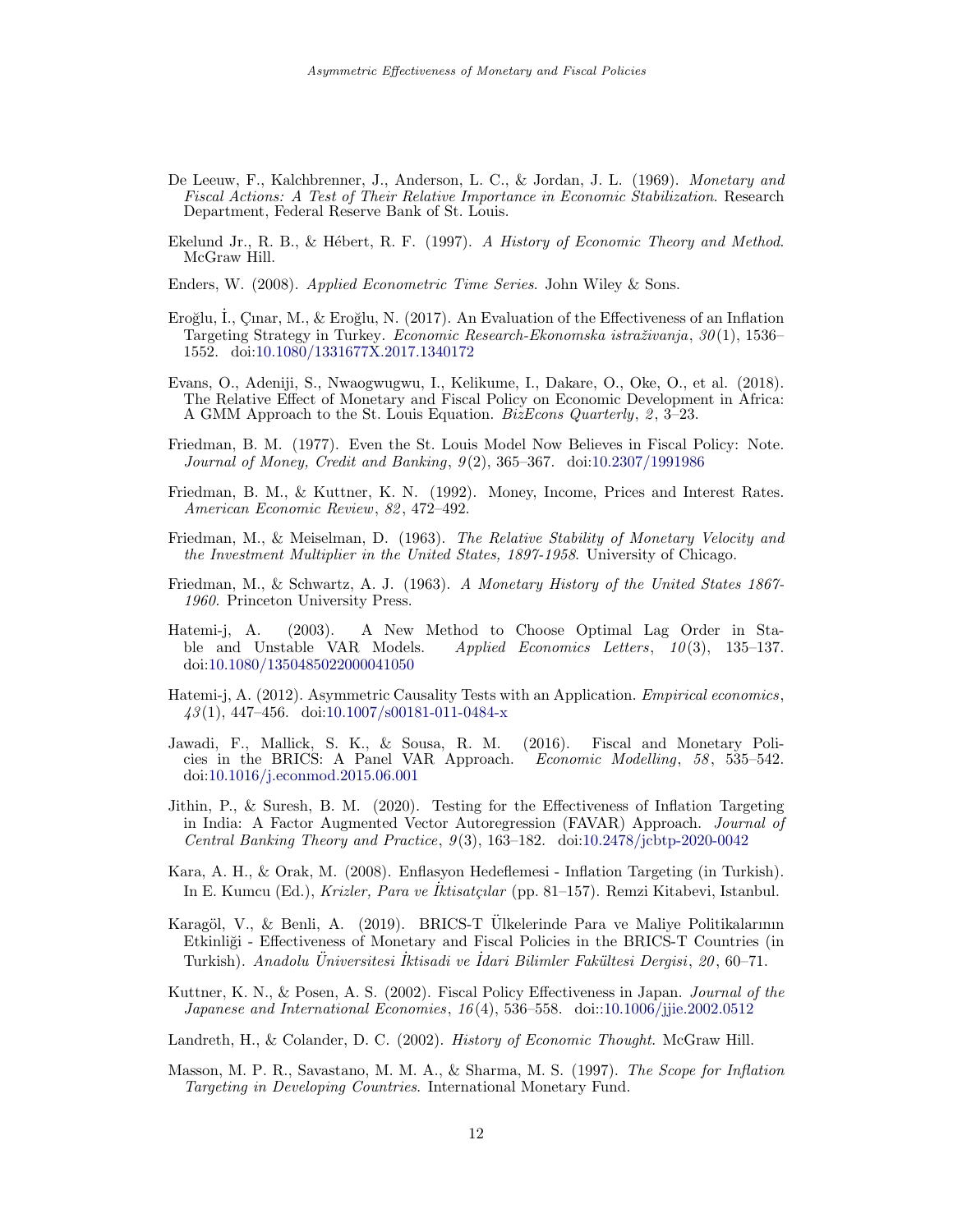De Leeuw, F., Kalchbrenner, J., Anderson, L. C., & Jordan, J. L. (1969). *Monetary and Fiscal Actions: A Test of Their Relative Importance in Economic Stabilization*. Research Department, Federal Reserve Bank of St. Louis.

Ekelund Jr., R. B., & Hébert, R. F. (1997). *A History of Economic Theory and Method*. McGraw Hill.

Enders, W. (2008). *Applied Econometric Time Series*. John Wiley & Sons.

Eroğlu, İ., Çınar, M., & Eroğlu, N. (2017). An Evaluation of the Effectiveness of an Inflation Targeting Strategy in Turkey. *Economic Research-Ekonomska istraživanja*, *30*(1), 1536–1552. doi:10.1080/1331677X.2017.1340172

Evans, O., Adeniji, S., Nwaogwugwu, I., Kelikume, I., Dakare, O., Oke, O., et al. (2018). The Relative Effect of Monetary and Fiscal Policy on Economic Development in Africa: A GMM Approach to the St. Louis Equation. *BizEcons Quarterly*, *2*, 3–23.

Friedman, B. M. (1977). Even the St. Louis Model Now Believes in Fiscal Policy: Note. *Journal of Money, Credit and Banking*, *9*(2), 365–367. doi:10.2307/1991986

Friedman, B. M., & Kuttner, K. N. (1992). Money, Income, Prices and Interest Rates. *American Economic Review*, *82*, 472–492.

Friedman, M., & Meiselman, D. (1963). *The Relative Stability of Monetary Velocity and the Investment Multiplier in the United States, 1897-1958*. University of Chicago.

Friedman, M., & Schwartz, A. J. (1963). *A Monetary History of the United States 1867-1960*. Princeton University Press.

Hatemi-j, A. (2003). A New Method to Choose Optimal Lag Order in Stable and Unstable VAR Models. *Applied Economics Letters*, *10*(3), 135–137. doi:10.1080/1350485022000041050

Hatemi-j, A. (2012). Asymmetric Causality Tests with an Application. *Empirical economics*, *43*(1), 447–456. doi:10.1007/s00181-011-0484-x

Jawadi, F., Mallick, S. K., & Sousa, R. M. (2016). Fiscal and Monetary Policies in the BRICS: A Panel VAR Approach. *Economic Modelling*, *58*, 535–542. doi:10.1016/j.econmod.2015.06.001

Jithin, P., & Suresh, B. M. (2020). Testing for the Effectiveness of Inflation Targeting in India: A Factor Augmented Vector Autoregression (FAVAR) Approach. *Journal of Central Banking Theory and Practice*, *9*(3), 163–182. doi:10.2478/jcbtp-2020-0042

Kara, A. H., & Orak, M. (2008). Enflasyon Hedeflemesi - Inflation Targeting (in Turkish). In E. Kumcu (Ed.), *Krizler, Para ve İktisatçılar* (pp. 81–157). Remzi Kitabevi, Istanbul.

Karagöl, V., & Benli, A. (2019). BRICS-T Ülkelerinde Para ve Maliye Politikalarının Etkinliği - Effectiveness of Monetary and Fiscal Policies in the BRICS-T Countries (in Turkish). *Anadolu Üniversitesi İktisadi ve İdari Bilimler Fakültesi Dergisi*, *20*, 60–71.

Kuttner, K. N., & Posen, A. S. (2002). Fiscal Policy Effectiveness in Japan. *Journal of the Japanese and International Economies*, *16*(4), 536–558. doi::10.1006/jjie.2002.0512

Landreth, H., & Colander, D. C. (2002). *History of Economic Thought.* McGraw Hill.

Masson, M. P. R., Savastano, M. M. A., & Sharma, M. S. (1997). *The Scope for Inflation Targeting in Developing Countries*. International Monetary Fund.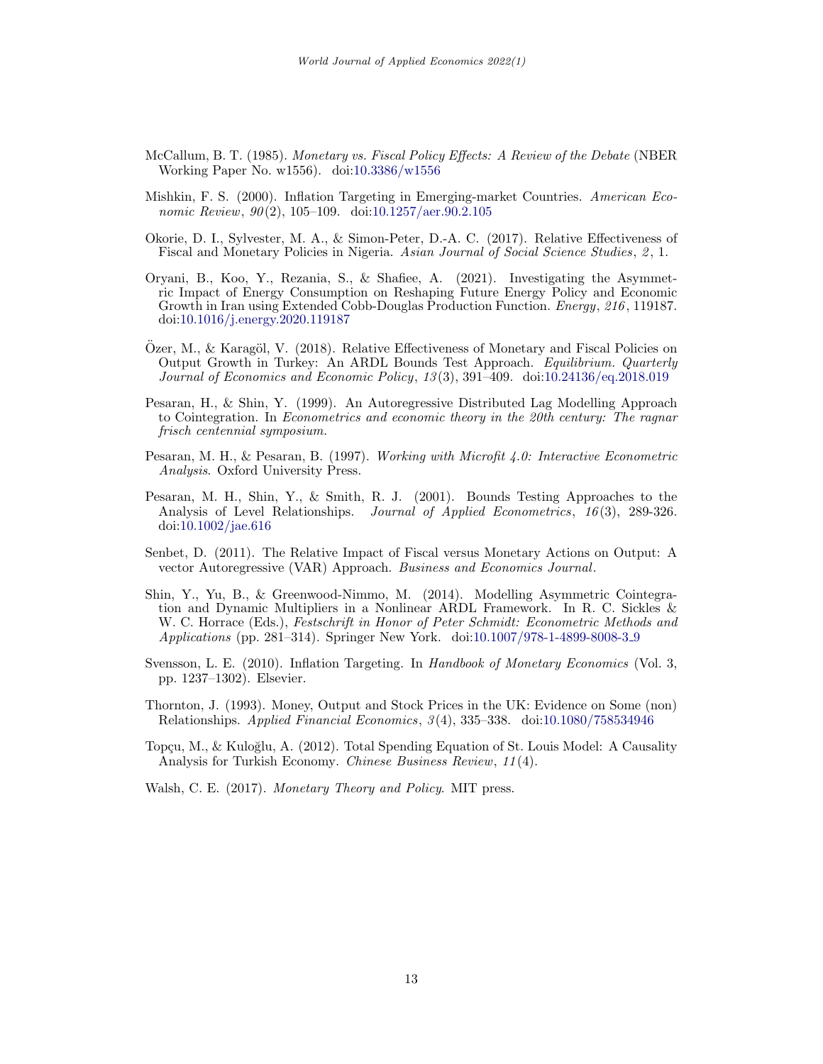McCallum, B. T. (1985). *Monetary vs. Fiscal Policy Effects: A Review of the Debate* (NBER Working Paper No. w1556). doi:10.3386/w1556

Mishkin, F. S. (2000). Inflation Targeting in Emerging-market Countries. *American Economic Review*, *90*(2), 105–109. doi:10.1257/aer.90.2.105

Okorie, D. I., Sylvester, M. A., & Simon-Peter, D.-A. C. (2017). Relative Effectiveness of Fiscal and Monetary Policies in Nigeria. *Asian Journal of Social Science Studies*, *2*, 1.

Oryani, B., Koo, Y., Rezania, S., & Shafiee, A. (2021). Investigating the Asymmetric Impact of Energy Consumption on Reshaping Future Energy Policy and Economic Growth in Iran using Extended Cobb-Douglas Production Function. *Energy*, *216*, 119187. doi:10.1016/j.energy.2020.119187

Özer, M., & Karagöl, V. (2018). Relative Effectiveness of Monetary and Fiscal Policies on Output Growth in Turkey: An ARDL Bounds Test Approach. *Equilibrium. Quarterly Journal of Economics and Economic Policy*, *13*(3), 391–409. doi:10.24136/eq.2018.019

Pesaran, H., & Shin, Y. (1999). An Autoregressive Distributed Lag Modelling Approach to Cointegration. In *Econometrics and economic theory in the 20th century: The ragnar frisch centennial symposium*.

Pesaran, M. H., & Pesaran, B. (1997). *Working with Microfit 4.0: Interactive Econometric Analysis*. Oxford University Press.

Pesaran, M. H., Shin, Y., & Smith, R. J. (2001). Bounds Testing Approaches to the Analysis of Level Relationships. *Journal of Applied Econometrics*, *16*(3), 289-326. doi:10.1002/jae.616

Senbet, D. (2011). The Relative Impact of Fiscal versus Monetary Actions on Output: A vector Autoregressive (VAR) Approach. *Business and Economics Journal*.

Shin, Y., Yu, B., & Greenwood-Nimmo, M. (2014). Modelling Asymmetric Cointegration and Dynamic Multipliers in a Nonlinear ARDL Framework. In R. C. Sickles & W. C. Horrace (Eds.), *Festschrift in Honor of Peter Schmidt: Econometric Methods and Applications* (pp. 281–314). Springer New York. doi:10.1007/978-1-4899-8008-3_9

Svensson, L. E. (2010). Inflation Targeting. In *Handbook of Monetary Economics* (Vol. 3, pp. 1237–1302). Elsevier.

Thornton, J. (1993). Money, Output and Stock Prices in the UK: Evidence on Some (non) Relationships. *Applied Financial Economics*, *3*(4), 335–338. doi:10.1080/758534946

Topçu, M., & Kuloğlu, A. (2012). Total Spending Equation of St. Louis Model: A Causality Analysis for Turkish Economy. *Chinese Business Review*, *11*(4).

Walsh, C. E. (2017). *Monetary Theory and Policy*. MIT press.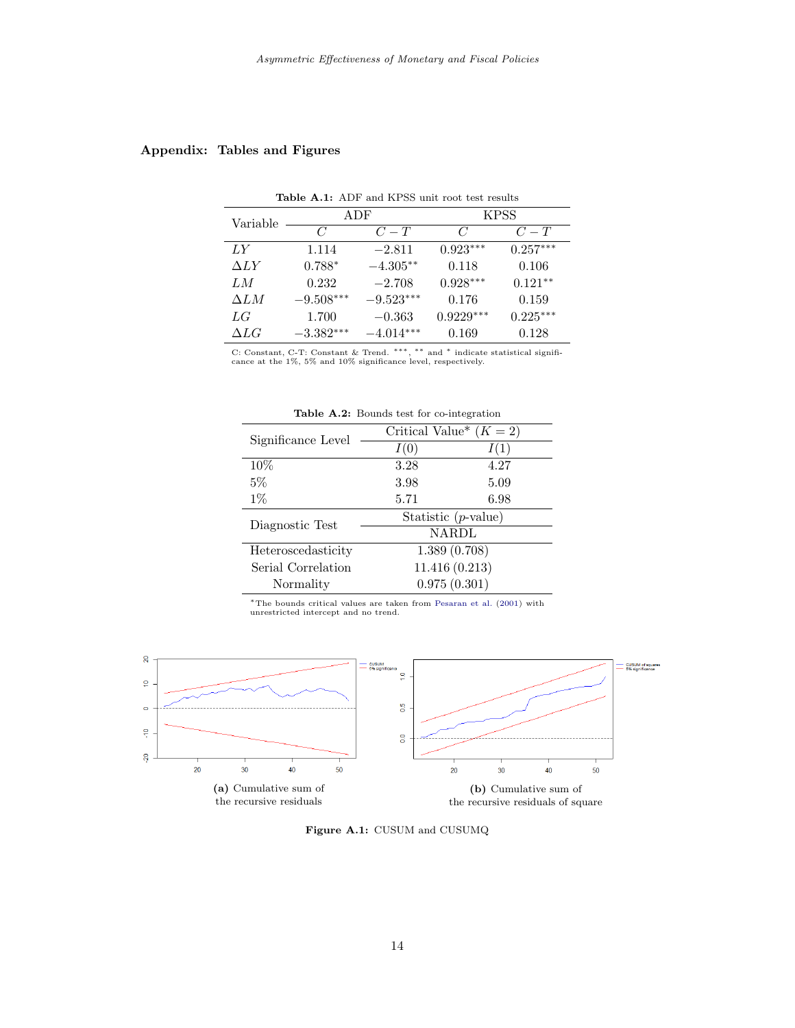## Appendix: Tables and Figures

**Table A.1:** ADF and KPSS unit root test results

| Variable | ADF | | KPSS | |
|---|---|---|---|---|
| | $C$ | $C-T$ | $C$ | $C-T$ |
| $LY$ | 1.114 | $-2.811$ | $0.923^{***}$ | $0.257^{***}$ |
| $\Delta LY$ | $0.788^{*}$ | $-4.305^{**}$ | 0.118 | 0.106 |
| $LM$ | 0.232 | $-2.708$ | $0.928^{***}$ | $0.121^{**}$ |
| $\Delta LM$ | $-9.508^{***}$ | $-9.523^{***}$ | 0.176 | 0.159 |
| $LG$ | 1.700 | $-0.363$ | $0.9229^{***}$ | $0.225^{***}$ |
| $\Delta LG$ | $-3.382^{***}$ | $-4.014^{***}$ | 0.169 | 0.128 |

C: Constant, C-T: Constant & Trend. $^{***}$, $^{**}$ and $^{*}$ indicate statistical significance at the 1%, 5% and 10% significance level, respectively.

**Table A.2:** Bounds test for co-integration

| Significance Level | Critical Value* ($K = 2$) | |
|---|---|---|
| | $I(0)$ | $I(1)$ |
| 10% | 3.28 | 4.27 |
| 5% | 3.98 | 5.09 |
| 1% | 5.71 | 6.98 |
| **Diagnostic Test** | **Statistic ($p$-value)** | |
| | **NARDL** | |
| Heteroscedasticity | 1.389 (0.708) | |
| Serial Correlation | 11.416 (0.213) | |
| Normality | 0.975 (0.301) | |

*The bounds critical values are taken from Pesaran et al. (2001) with unrestricted intercept and no trend.

CUSUM
5% significance

20
10
0
-10
-20

20 30 40 50

**(a)** Cumulative sum of the recursive residuals

CUSUM of squares
5% significance

1.0
0.5
0.0

20 30 40 50

**(b)** Cumulative sum of the recursive residuals of square

**Figure A.1:** CUSUM and CUSUMQ